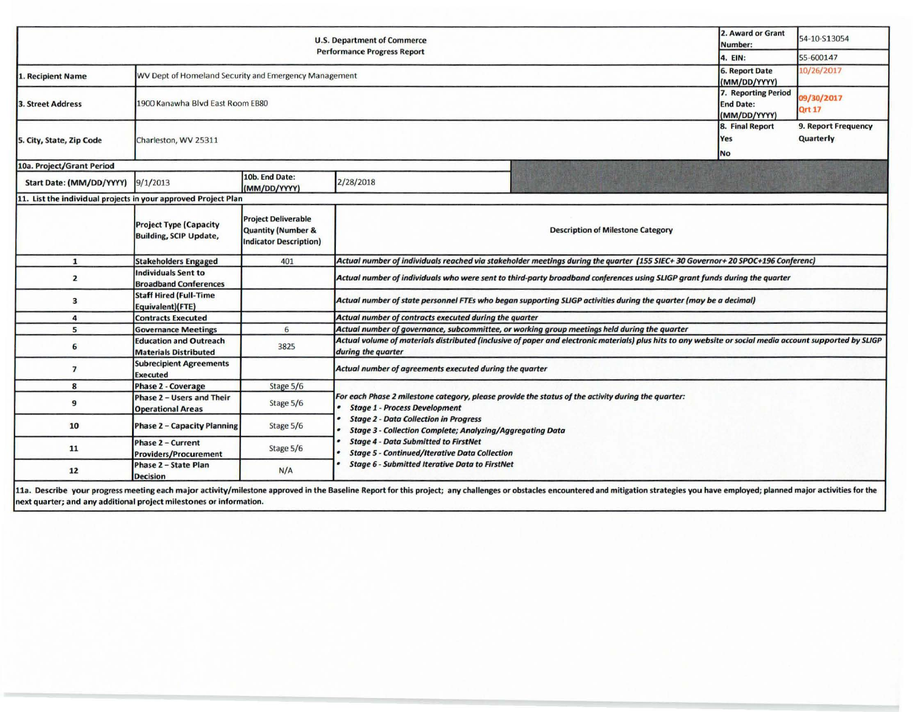| U.S. Department of Commerce Performance Progress Report | | | | 2. Award or Grant Number: | 54-10-S13054 |
|---|---|---|---|---|---|
| | | | | 4. EIN: | 55-600147 |
| 1. Recipient Name | WV Dept of Homeland Security and Emergency Management | | | 6. Report Date (MM/DD/YYYY) | 10/26/2017 |
| 3. Street Address | 1900 Kanawha Blvd East Room EB80 | | | 7. Reporting Period End Date: (MM/DD/YYYY) | 09/30/2017 Qrt 17 |
| 5. City, State, Zip Code | Charleston, WV 25311 | | | 8. Final Report Yes No | 9. Report Frequency Quarterly |
| 10a. Project/Grant Period | | | | | |
| Start Date: (MM/DD/YYYY) | 9/1/2013 | 10b. End Date: (MM/DD/YYYY) | 2/28/2018 | | |

**11. List the individual projects in your approved Project Plan**

| | Project Type (Capacity Building, SCIP Update, | Project Deliverable Quantity (Number & Indicator Description) | Description of Milestone Category |
|---|---|---|---|
| 1 | Stakeholders Engaged | 401 | *Actual number of individuals reached via stakeholder meetings during the quarter (155 SIEC+ 30 Governor+ 20 SPOC+196 Conferenc)* |
| 2 | Individuals Sent to Broadband Conferences | | *Actual number of individuals who were sent to third-party broadband conferences using SLIGP grant funds during the quarter* |
| 3 | Staff Hired (Full-Time Equivalent)(FTE) | | *Actual number of state personnel FTEs who began supporting SLIGP activities during the quarter (may be a decimal)* |
| 4 | Contracts Executed | | *Actual number of contracts executed during the quarter* |
| 5 | Governance Meetings | 6 | *Actual number of governance, subcommittee, or working group meetings held during the quarter* |
| 6 | Education and Outreach Materials Distributed | 3825 | *Actual volume of materials distributed (inclusive of paper and electronic materials) plus hits to any website or social media account supported by SLIGP during the quarter* |
| 7 | Subrecipient Agreements Executed | | *Actual number of agreements executed during the quarter* |
| 8 | Phase 2 - Coverage | Stage 5/6 | *For each Phase 2 milestone category, please provide the status of the activity during the quarter:* <br>• *Stage 1 - Process Development* <br>• *Stage 2 - Data Collection in Progress* <br>• *Stage 3 - Collection Complete; Analyzing/Aggregating Data* <br>• *Stage 4 - Data Submitted to FirstNet* <br>• *Stage 5 - Continued/Iterative Data Collection* <br>• *Stage 6 - Submitted Iterative Data to FirstNet* |
| 9 | Phase 2 – Users and Their Operational Areas | Stage 5/6 | |
| 10 | Phase 2 – Capacity Planning | Stage 5/6 | |
| 11 | Phase 2 – Current Providers/Procurement | Stage 5/6 | |
| 12 | Phase 2 – State Plan Decision | N/A | |

**11a. Describe your progress meeting each major activity/milestone approved in the Baseline Report for this project; any challenges or obstacles encountered and mitigation strategies you have employed; planned major activities for the next quarter; and any additional project milestones or information.**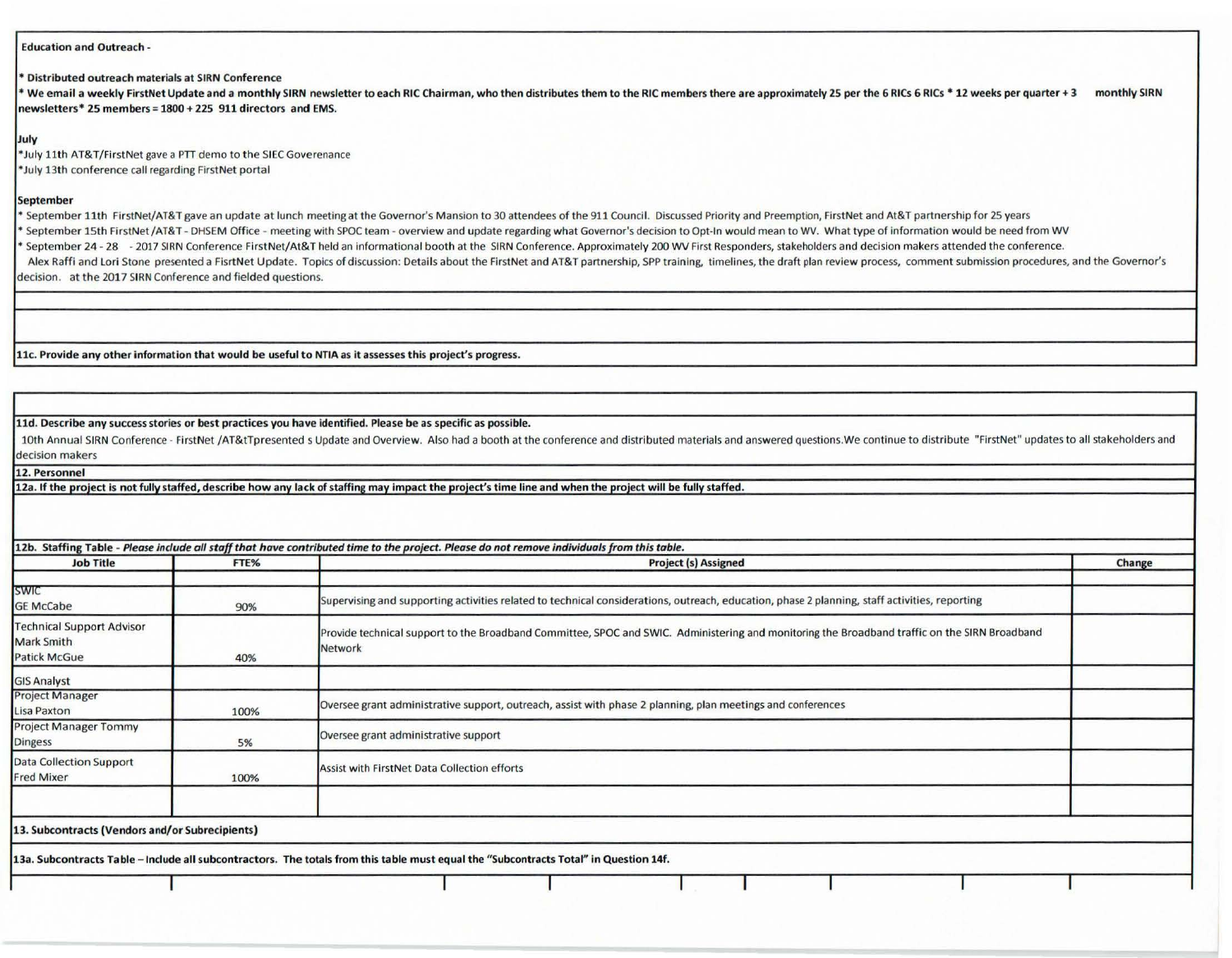**Education and Outreach -**

**\* Distributed outreach materials at SIRN Conference**

**\* We email a weekly FirstNet Update and a monthly SIRN newsletter to each RIC Chairman, who then distributes them to the RIC members there are approximately 25 per the 6 RICs 6 RICs \* 12 weeks per quarter + 3 monthly SIRN newsletters\* 25 members = 1800 + 225 911 directors and EMS.**

**July**

\*July 11th AT&T/FirstNet gave a PTT demo to the SIEC Goverenance

\*July 13th conference call regarding FirstNet portal

**September**

\* September 11th FirstNet/AT&T gave an update at lunch meeting at the Governor's Mansion to 30 attendees of the 911 Council. Discussed Priority and Preemption, FirstNet and At&T partnership for 25 years

\* September 15th FirstNet /AT&T - DHSEM Office - meeting with SPOC team - overview and update regarding what Governor's decision to Opt-In would mean to WV. What type of information would be need from WV

\* September 24 - 28 - 2017 SIRN Conference FirstNet/At&T held an informational booth at the SIRN Conference. Approximately 200 WV First Responders, stakeholders and decision makers attended the conference.

Alex Raffi and Lori Stone presented a FisrtNet Update. Topics of discussion: Details about the FirstNet and AT&T partnership, SPP training, timelines, the draft plan review process, comment submission procedures, and the Governor's decision. at the 2017 SIRN Conference and fielded questions.

**11c. Provide any other information that would be useful to NTIA as it assesses this project's progress.**

**11d. Describe any success stories or best practices you have identified. Please be as specific as possible.**

10th Annual SIRN Conference - FirstNet /AT&tTpresented s Update and Overview. Also had a booth at the conference and distributed materials and answered questions.We continue to distribute "FirstNet" updates to all stakeholders and decision makers

**12. Personnel**

**12a. If the project is not fully staffed, describe how any lack of staffing may impact the project's time line and when the project will be fully staffed.**

**12b. Staffing Table** - ***Please include all staff that have contributed time to the project. Please do not remove individuals from this table.***

| Job Title | FTE% | Project (s) Assigned | Change |
|---|---|---|---|
| | | | |
| SWIC<br>GE McCabe | 90% | Supervising and supporting activities related to technical considerations, outreach, education, phase 2 planning, staff activities, reporting | |
| Technical Support Advisor<br>Mark Smith<br>Patick McGue | 40% | Provide technical support to the Broadband Committee, SPOC and SWIC. Administering and monitoring the Broadband traffic on the SIRN Broadband Network | |
| GIS Analyst | | | |
| Project Manager<br>Lisa Paxton | 100% | Oversee grant administrative support, outreach, assist with phase 2 planning, plan meetings and conferences | |
| Project Manager Tommy Dingess | 5% | Oversee grant administrative support | |
| Data Collection Support<br>Fred Mixer | 100% | Assist with FirstNet Data Collection efforts | |
| | | | |

**13. Subcontracts (Vendors and/or Subrecipients)**

**13a. Subcontracts Table – Include all subcontractors. The totals from this table must equal the "Subcontracts Total" in Question 14f.**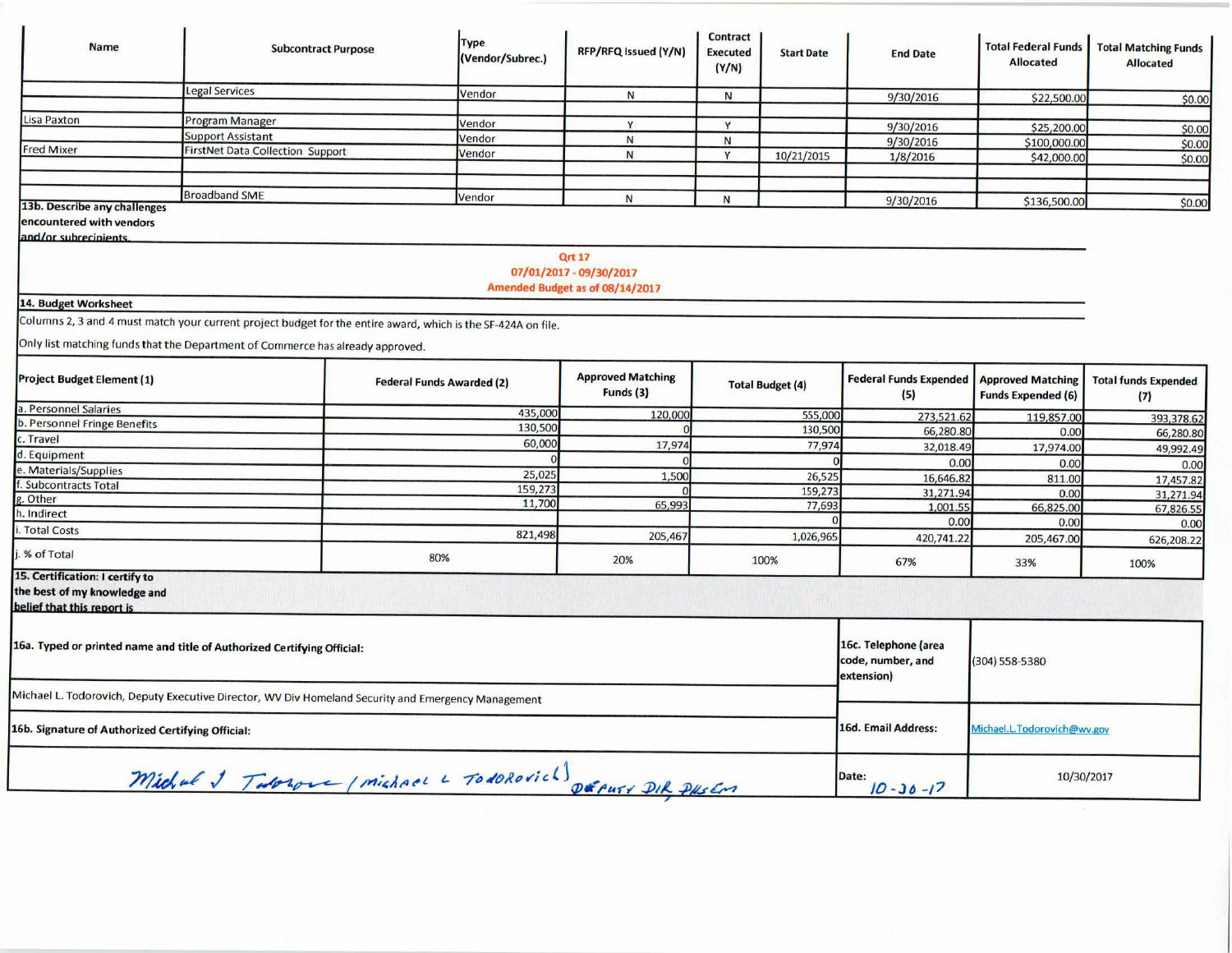| Name | Subcontract Purpose | Type (Vendor/Subrec.) | RFP/RFQ Issued (Y/N) | Contract Executed (Y/N) | Start Date | End Date | Total Federal Funds Allocated | Total Matching Funds Allocated |
|---|---|---|---|---|---|---|---|---|
| | Legal Services | Vendor | N | N | | 9/30/2016 | $22,500.00 | $0.00 |
| | | | | | | | | |
| Lisa Paxton | Program Manager | Vendor | Y | Y | | 9/30/2016 | $25,200.00 | $0.00 |
| | Support Assistant | Vendor | N | N | | 9/30/2016 | $100,000.00 | $0.00 |
| Fred Mixer | FirstNet Data Collection Support | Vendor | N | Y | 10/21/2015 | 1/8/2016 | $42,000.00 | $0.00 |
| | | | | | | | | |
| | | | | | | | | |
| | Broadband SME | Vendor | N | N | | 9/30/2016 | $136,500.00 | $0.00 |

**13b. Describe any challenges encountered with vendors and/or subrecipients.**

Qrt 17
07/01/2017 - 09/30/2017
Amended Budget as of 08/14/2017

**14. Budget Worksheet**

Columns 2, 3 and 4 must match your current project budget for the entire award, which is the SF-424A on file.

Only list matching funds that the Department of Commerce has already approved.

| Project Budget Element (1) | Federal Funds Awarded (2) | Approved Matching Funds (3) | Total Budget (4) | Federal Funds Expended (5) | Approved Matching Funds Expended (6) | Total funds Expended (7) |
|---|---|---|---|---|---|---|
| a. Personnel Salaries | 435,000 | 120,000 | 555,000 | 273,521.62 | 119,857.00 | 393,378.62 |
| b. Personnel Fringe Benefits | 130,500 | 0 | 130,500 | 66,280.80 | 0.00 | 66,280.80 |
| c. Travel | 60,000 | 17,974 | 77,974 | 32,018.49 | 17,974.00 | 49,992.49 |
| d. Equipment | 0 | 0 | 0 | 0.00 | 0.00 | 0.00 |
| e. Materials/Supplies | 25,025 | 1,500 | 26,525 | 16,646.82 | 811.00 | 17,457.82 |
| f. Subcontracts Total | 159,273 | 0 | 159,273 | 31,271.94 | 0.00 | 31,271.94 |
| g. Other | 11,700 | 65,993 | 77,693 | 1,001.55 | 66,825.00 | 67,826.55 |
| h. Indirect | | | 0 | 0.00 | 0.00 | 0.00 |
| i. Total Costs | 821,498 | 205,467 | 1,026,965 | 420,741.22 | 205,467.00 | 626,208.22 |
| j. % of Total | 80% | 20% | 100% | 67% | 33% | 100% |

**15. Certification: I certify to the best of my knowledge and belief that this report is**

| | | |
|---|---|---|
| **16a. Typed or printed name and title of Authorized Certifying Official:** | **16c. Telephone (area code, number, and extension)** | (304) 558-5380 |
| Michael L. Todorovich, Deputy Executive Director, WV Div Homeland Security and Emergency Management | | |
| **16b. Signature of Authorized Certifying Official:** | **16d. Email Address:** | Michael.L.Todorovich@wv.gov |
| Michael J Todorovich (Michael L Todorovich) Deputy Dir DHSEM | Date: 10-30-17 | 10/30/2017 |